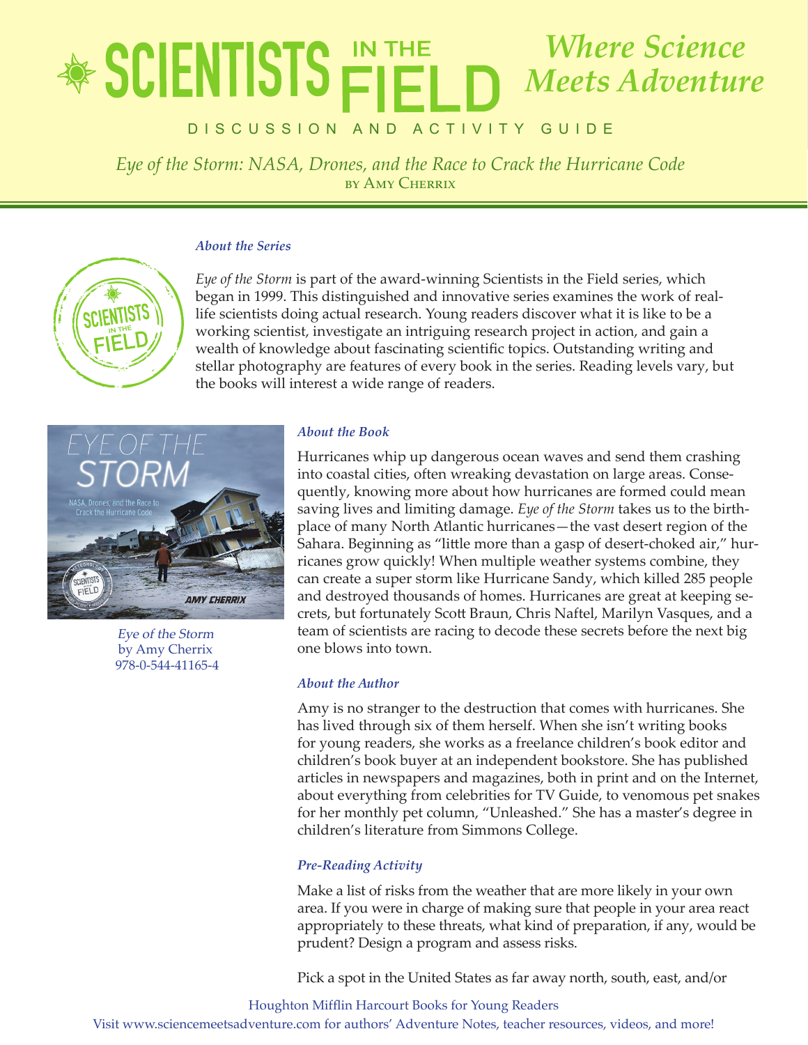# SCIENTISTS IN THE FIELD *Where Science Meets Adventure*

DISCUSSION AND ACTIVITY GUIDE

*Eye of the Storm: NASA, Drones, and the Race to Crack the Hurricane Code*
by Amy Cherrix

### *About the Series*

*Eye of the Storm* is part of the award-winning Scientists in the Field series, which began in 1999. This distinguished and innovative series examines the work of real-life scientists doing actual research. Young readers discover what it is like to be a working scientist, investigate an intriguing research project in action, and gain a wealth of knowledge about fascinating scientific topics. Outstanding writing and stellar photography are features of every book in the series. Reading levels vary, but the books will interest a wide range of readers.

*Eye of the Storm*
by Amy Cherrix
978-0-544-41165-4

### *About the Book*

Hurricanes whip up dangerous ocean waves and send them crashing into coastal cities, often wreaking devastation on large areas. Consequently, knowing more about how hurricanes are formed could mean saving lives and limiting damage. *Eye of the Storm* takes us to the birthplace of many North Atlantic hurricanes—the vast desert region of the Sahara. Beginning as "little more than a gasp of desert-choked air," hurricanes grow quickly! When multiple weather systems combine, they can create a super storm like Hurricane Sandy, which killed 285 people and destroyed thousands of homes. Hurricanes are great at keeping secrets, but fortunately Scott Braun, Chris Naftel, Marilyn Vasques, and a team of scientists are racing to decode these secrets before the next big one blows into town.

### *About the Author*

Amy is no stranger to the destruction that comes with hurricanes. She has lived through six of them herself. When she isn't writing books for young readers, she works as a freelance children's book editor and children's book buyer at an independent bookstore. She has published articles in newspapers and magazines, both in print and on the Internet, about everything from celebrities for TV Guide, to venomous pet snakes for her monthly pet column, "Unleashed." She has a master's degree in children's literature from Simmons College.

### *Pre-Reading Activity*

Make a list of risks from the weather that are more likely in your own area. If you were in charge of making sure that people in your area react appropriately to these threats, what kind of preparation, if any, would be prudent? Design a program and assess risks.

Pick a spot in the United States as far away north, south, east, and/or

Houghton Mifflin Harcourt Books for Young Readers
Visit www.sciencemeetsadventure.com for authors' Adventure Notes, teacher resources, videos, and more!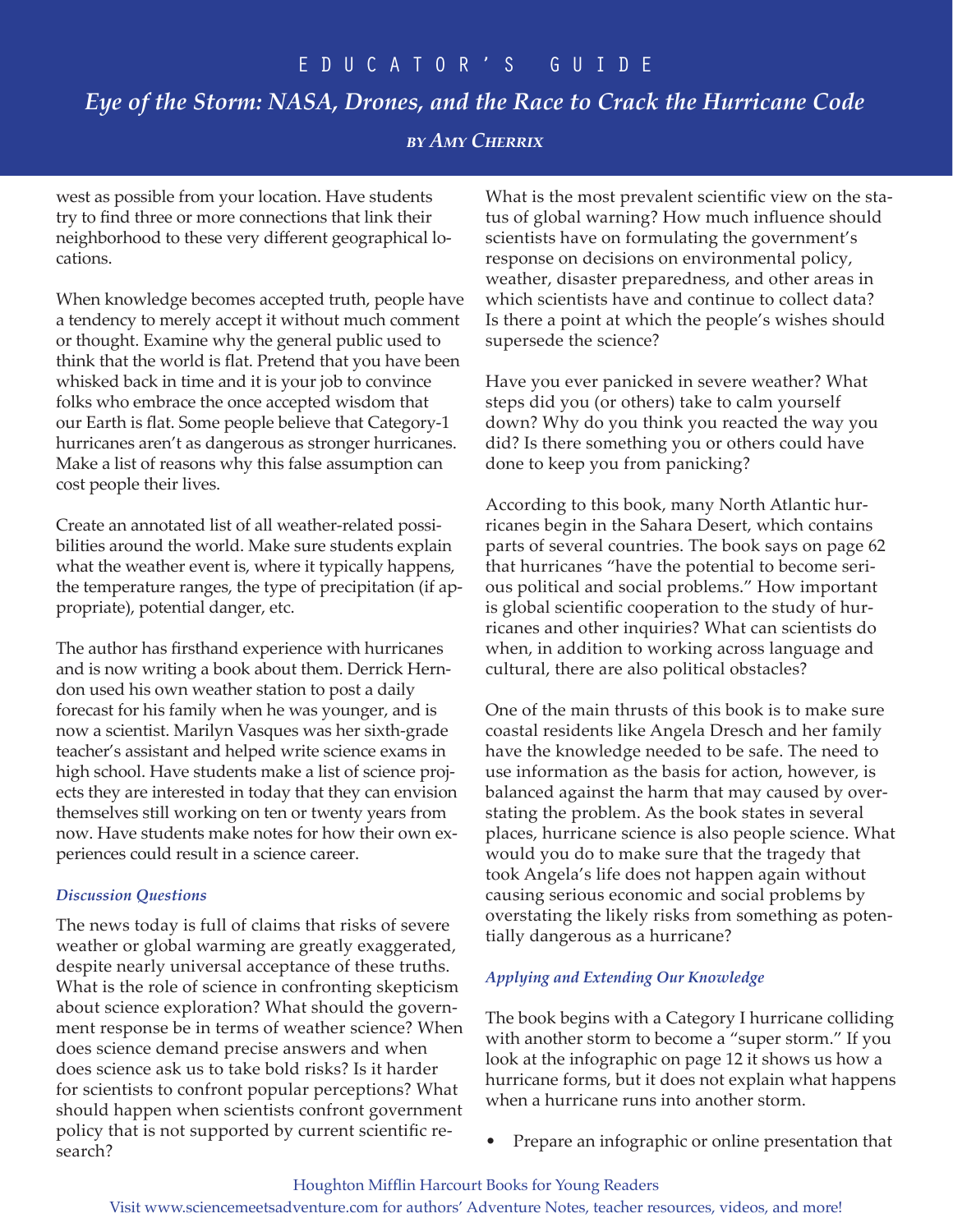west as possible from your location. Have students try to find three or more connections that link their neighborhood to these very different geographical locations.

When knowledge becomes accepted truth, people have a tendency to merely accept it without much comment or thought. Examine why the general public used to think that the world is flat. Pretend that you have been whisked back in time and it is your job to convince folks who embrace the once accepted wisdom that our Earth is flat. Some people believe that Category-1 hurricanes aren't as dangerous as stronger hurricanes. Make a list of reasons why this false assumption can cost people their lives.

Create an annotated list of all weather-related possibilities around the world. Make sure students explain what the weather event is, where it typically happens, the temperature ranges, the type of precipitation (if appropriate), potential danger, etc.

The author has firsthand experience with hurricanes and is now writing a book about them. Derrick Herndon used his own weather station to post a daily forecast for his family when he was younger, and is now a scientist. Marilyn Vasques was her sixth-grade teacher's assistant and helped write science exams in high school. Have students make a list of science projects they are interested in today that they can envision themselves still working on ten or twenty years from now. Have students make notes for how their own experiences could result in a science career.

### *Discussion Questions*

The news today is full of claims that risks of severe weather or global warming are greatly exaggerated, despite nearly universal acceptance of these truths. What is the role of science in confronting skepticism about science exploration? What should the government response be in terms of weather science? When does science demand precise answers and when does science ask us to take bold risks? Is it harder for scientists to confront popular perceptions? What should happen when scientists confront government policy that is not supported by current scientific research?

What is the most prevalent scientific view on the status of global warning? How much influence should scientists have on formulating the government's response on decisions on environmental policy, weather, disaster preparedness, and other areas in which scientists have and continue to collect data? Is there a point at which the people's wishes should supersede the science?

Have you ever panicked in severe weather? What steps did you (or others) take to calm yourself down? Why do you think you reacted the way you did? Is there something you or others could have done to keep you from panicking?

According to this book, many North Atlantic hurricanes begin in the Sahara Desert, which contains parts of several countries. The book says on page 62 that hurricanes "have the potential to become serious political and social problems." How important is global scientific cooperation to the study of hurricanes and other inquiries? What can scientists do when, in addition to working across language and cultural, there are also political obstacles?

One of the main thrusts of this book is to make sure coastal residents like Angela Dresch and her family have the knowledge needed to be safe. The need to use information as the basis for action, however, is balanced against the harm that may caused by overstating the problem. As the book states in several places, hurricane science is also people science. What would you do to make sure that the tragedy that took Angela's life does not happen again without causing serious economic and social problems by overstating the likely risks from something as potentially dangerous as a hurricane?

### *Applying and Extending Our Knowledge*

The book begins with a Category I hurricane colliding with another storm to become a "super storm." If you look at the infographic on page 12 it shows us how a hurricane forms, but it does not explain what happens when a hurricane runs into another storm.

- Prepare an infographic or online presentation that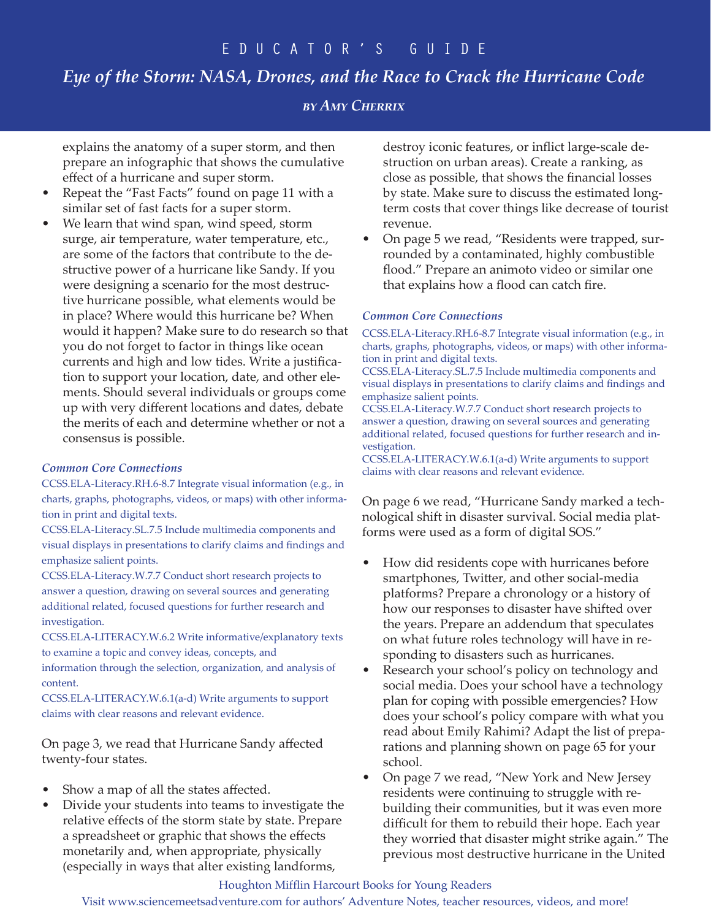explains the anatomy of a super storm, and then prepare an infographic that shows the cumulative effect of a hurricane and super storm.

- Repeat the "Fast Facts" found on page 11 with a similar set of fast facts for a super storm.
- We learn that wind span, wind speed, storm surge, air temperature, water temperature, etc., are some of the factors that contribute to the destructive power of a hurricane like Sandy. If you were designing a scenario for the most destructive hurricane possible, what elements would be in place? Where would this hurricane be? When would it happen? Make sure to do research so that you do not forget to factor in things like ocean currents and high and low tides. Write a justification to support your location, date, and other elements. Should several individuals or groups come up with very different locations and dates, debate the merits of each and determine whether or not a consensus is possible.

***Common Core Connections***

CCSS.ELA-Literacy.RH.6-8.7 Integrate visual information (e.g., in charts, graphs, photographs, videos, or maps) with other information in print and digital texts.

CCSS.ELA-Literacy.SL.7.5 Include multimedia components and visual displays in presentations to clarify claims and findings and emphasize salient points.

CCSS.ELA-Literacy.W.7.7 Conduct short research projects to answer a question, drawing on several sources and generating additional related, focused questions for further research and investigation.

CCSS.ELA-LITERACY.W.6.2 Write informative/explanatory texts to examine a topic and convey ideas, concepts, and information through the selection, organization, and analysis of content.

CCSS.ELA-LITERACY.W.6.1(a-d) Write arguments to support claims with clear reasons and relevant evidence.

On page 3, we read that Hurricane Sandy affected twenty-four states.

- Show a map of all the states affected.
- Divide your students into teams to investigate the relative effects of the storm state by state. Prepare a spreadsheet or graphic that shows the effects monetarily and, when appropriate, physically (especially in ways that alter existing landforms, destroy iconic features, or inflict large-scale destruction on urban areas). Create a ranking, as close as possible, that shows the financial losses by state. Make sure to discuss the estimated long-term costs that cover things like decrease of tourist revenue.
- On page 5 we read, "Residents were trapped, surrounded by a contaminated, highly combustible flood." Prepare an animoto video or similar one that explains how a flood can catch fire.

***Common Core Connections***

CCSS.ELA-Literacy.RH.6-8.7 Integrate visual information (e.g., in charts, graphs, photographs, videos, or maps) with other information in print and digital texts.

CCSS.ELA-Literacy.SL.7.5 Include multimedia components and visual displays in presentations to clarify claims and findings and emphasize salient points.

CCSS.ELA-Literacy.W.7.7 Conduct short research projects to answer a question, drawing on several sources and generating additional related, focused questions for further research and investigation.

CCSS.ELA-LITERACY.W.6.1(a-d) Write arguments to support claims with clear reasons and relevant evidence.

On page 6 we read, "Hurricane Sandy marked a technological shift in disaster survival. Social media platforms were used as a form of digital SOS."

- How did residents cope with hurricanes before smartphones, Twitter, and other social-media platforms? Prepare a chronology or a history of how our responses to disaster have shifted over the years. Prepare an addendum that speculates on what future roles technology will have in responding to disasters such as hurricanes.
- Research your school's policy on technology and social media. Does your school have a technology plan for coping with possible emergencies? How does your school's policy compare with what you read about Emily Rahimi? Adapt the list of preparations and planning shown on page 65 for your school.
- On page 7 we read, "New York and New Jersey residents were continuing to struggle with rebuilding their communities, but it was even more difficult for them to rebuild their hope. Each year they worried that disaster might strike again." The previous most destructive hurricane in the United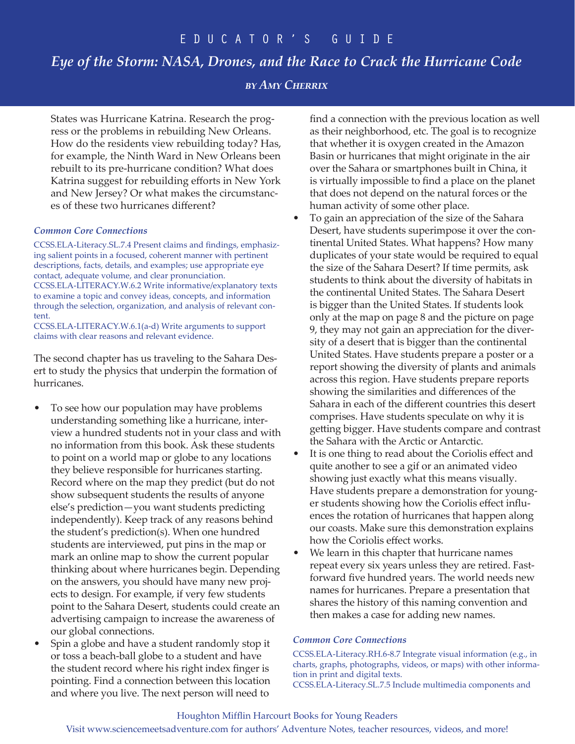States was Hurricane Katrina. Research the progress or the problems in rebuilding New Orleans. How do the residents view rebuilding today? Has, for example, the Ninth Ward in New Orleans been rebuilt to its pre-hurricane condition? What does Katrina suggest for rebuilding efforts in New York and New Jersey? Or what makes the circumstances of these two hurricanes different?

### *Common Core Connections*

CCSS.ELA-Literacy.SL.7.4 Present claims and findings, emphasizing salient points in a focused, coherent manner with pertinent descriptions, facts, details, and examples; use appropriate eye contact, adequate volume, and clear pronunciation.
CCSS.ELA-LITERACY.W.6.2 Write informative/explanatory texts to examine a topic and convey ideas, concepts, and information through the selection, organization, and analysis of relevant content.
CCSS.ELA-LITERACY.W.6.1(a-d) Write arguments to support claims with clear reasons and relevant evidence.

The second chapter has us traveling to the Sahara Desert to study the physics that underpin the formation of hurricanes.

- To see how our population may have problems understanding something like a hurricane, interview a hundred students not in your class and with no information from this book. Ask these students to point on a world map or globe to any locations they believe responsible for hurricanes starting. Record where on the map they predict (but do not show subsequent students the results of anyone else's prediction—you want students predicting independently). Keep track of any reasons behind the student's prediction(s). When one hundred students are interviewed, put pins in the map or mark an online map to show the current popular thinking about where hurricanes begin. Depending on the answers, you should have many new projects to design. For example, if very few students point to the Sahara Desert, students could create an advertising campaign to increase the awareness of our global connections.
- Spin a globe and have a student randomly stop it or toss a beach-ball globe to a student and have the student record where his right index finger is pointing. Find a connection between this location and where you live. The next person will need to find a connection with the previous location as well as their neighborhood, etc. The goal is to recognize that whether it is oxygen created in the Amazon Basin or hurricanes that might originate in the air over the Sahara or smartphones built in China, it is virtually impossible to find a place on the planet that does not depend on the natural forces or the human activity of some other place.
- To gain an appreciation of the size of the Sahara Desert, have students superimpose it over the continental United States. What happens? How many duplicates of your state would be required to equal the size of the Sahara Desert? If time permits, ask students to think about the diversity of habitats in the continental United States. The Sahara Desert is bigger than the United States. If students look only at the map on page 8 and the picture on page 9, they may not gain an appreciation for the diversity of a desert that is bigger than the continental United States. Have students prepare a poster or a report showing the diversity of plants and animals across this region. Have students prepare reports showing the similarities and differences of the Sahara in each of the different countries this desert comprises. Have students speculate on why it is getting bigger. Have students compare and contrast the Sahara with the Arctic or Antarctic.
- It is one thing to read about the Coriolis effect and quite another to see a gif or an animated video showing just exactly what this means visually. Have students prepare a demonstration for younger students showing how the Coriolis effect influences the rotation of hurricanes that happen along our coasts. Make sure this demonstration explains how the Coriolis effect works.
- We learn in this chapter that hurricane names repeat every six years unless they are retired. Fast-forward five hundred years. The world needs new names for hurricanes. Prepare a presentation that shares the history of this naming convention and then makes a case for adding new names.

### *Common Core Connections*

CCSS.ELA-Literacy.RH.6-8.7 Integrate visual information (e.g., in charts, graphs, photographs, videos, or maps) with other information in print and digital texts.
CCSS.ELA-Literacy.SL.7.5 Include multimedia components and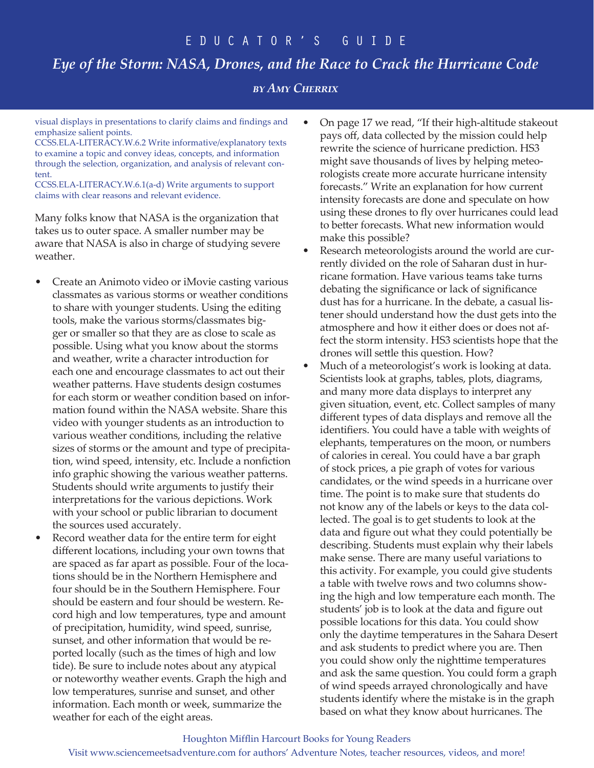visual displays in presentations to clarify claims and findings and emphasize salient points.
CCSS.ELA-LITERACY.W.6.2 Write informative/explanatory texts to examine a topic and convey ideas, concepts, and information through the selection, organization, and analysis of relevant content.
CCSS.ELA-LITERACY.W.6.1(a-d) Write arguments to support claims with clear reasons and relevant evidence.

Many folks know that NASA is the organization that takes us to outer space. A smaller number may be aware that NASA is also in charge of studying severe weather.

- Create an Animoto video or iMovie casting various classmates as various storms or weather conditions to share with younger students. Using the editing tools, make the various storms/classmates bigger or smaller so that they are as close to scale as possible. Using what you know about the storms and weather, write a character introduction for each one and encourage classmates to act out their weather patterns. Have students design costumes for each storm or weather condition based on information found within the NASA website. Share this video with younger students as an introduction to various weather conditions, including the relative sizes of storms or the amount and type of precipitation, wind speed, intensity, etc. Include a nonfiction info graphic showing the various weather patterns. Students should write arguments to justify their interpretations for the various depictions. Work with your school or public librarian to document the sources used accurately.
- Record weather data for the entire term for eight different locations, including your own towns that are spaced as far apart as possible. Four of the locations should be in the Northern Hemisphere and four should be in the Southern Hemisphere. Four should be eastern and four should be western. Record high and low temperatures, type and amount of precipitation, humidity, wind speed, sunrise, sunset, and other information that would be reported locally (such as the times of high and low tide). Be sure to include notes about any atypical or noteworthy weather events. Graph the high and low temperatures, sunrise and sunset, and other information. Each month or week, summarize the weather for each of the eight areas.
- On page 17 we read, "If their high-altitude stakeout pays off, data collected by the mission could help rewrite the science of hurricane prediction. HS3 might save thousands of lives by helping meteorologists create more accurate hurricane intensity forecasts." Write an explanation for how current intensity forecasts are done and speculate on how using these drones to fly over hurricanes could lead to better forecasts. What new information would make this possible?
- Research meteorologists around the world are currently divided on the role of Saharan dust in hurricane formation. Have various teams take turns debating the significance or lack of significance dust has for a hurricane. In the debate, a casual listener should understand how the dust gets into the atmosphere and how it either does or does not affect the storm intensity. HS3 scientists hope that the drones will settle this question. How?
- Much of a meteorologist's work is looking at data. Scientists look at graphs, tables, plots, diagrams, and many more data displays to interpret any given situation, event, etc. Collect samples of many different types of data displays and remove all the identifiers. You could have a table with weights of elephants, temperatures on the moon, or numbers of calories in cereal. You could have a bar graph of stock prices, a pie graph of votes for various candidates, or the wind speeds in a hurricane over time. The point is to make sure that students do not know any of the labels or keys to the data collected. The goal is to get students to look at the data and figure out what they could potentially be describing. Students must explain why their labels make sense. There are many useful variations to this activity. For example, you could give students a table with twelve rows and two columns showing the high and low temperature each month. The students' job is to look at the data and figure out possible locations for this data. You could show only the daytime temperatures in the Sahara Desert and ask students to predict where you are. Then you could show only the nighttime temperatures and ask the same question. You could form a graph of wind speeds arrayed chronologically and have students identify where the mistake is in the graph based on what they know about hurricanes. The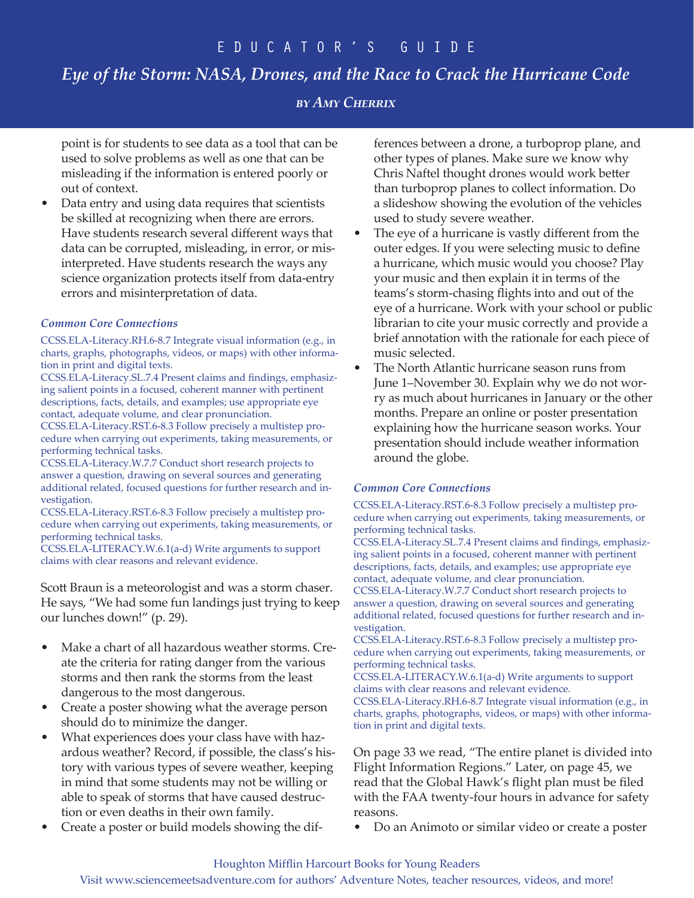point is for students to see data as a tool that can be used to solve problems as well as one that can be misleading if the information is entered poorly or out of context.

- Data entry and using data requires that scientists be skilled at recognizing when there are errors. Have students research several different ways that data can be corrupted, misleading, in error, or misinterpreted. Have students research the ways any science organization protects itself from data-entry errors and misinterpretation of data.

***Common Core Connections***

CCSS.ELA-Literacy.RH.6-8.7 Integrate visual information (e.g., in charts, graphs, photographs, videos, or maps) with other information in print and digital texts.
CCSS.ELA-Literacy.SL.7.4 Present claims and findings, emphasizing salient points in a focused, coherent manner with pertinent descriptions, facts, details, and examples; use appropriate eye contact, adequate volume, and clear pronunciation.
CCSS.ELA-Literacy.RST.6-8.3 Follow precisely a multistep procedure when carrying out experiments, taking measurements, or performing technical tasks.
CCSS.ELA-Literacy.W.7.7 Conduct short research projects to answer a question, drawing on several sources and generating additional related, focused questions for further research and investigation.
CCSS.ELA-Literacy.RST.6-8.3 Follow precisely a multistep procedure when carrying out experiments, taking measurements, or performing technical tasks.
CCSS.ELA-LITERACY.W.6.1(a-d) Write arguments to support claims with clear reasons and relevant evidence.

Scott Braun is a meteorologist and was a storm chaser. He says, "We had some fun landings just trying to keep our lunches down!" (p. 29).

- Make a chart of all hazardous weather storms. Create the criteria for rating danger from the various storms and then rank the storms from the least dangerous to the most dangerous.
- Create a poster showing what the average person should do to minimize the danger.
- What experiences does your class have with hazardous weather? Record, if possible, the class's history with various types of severe weather, keeping in mind that some students may not be willing or able to speak of storms that have caused destruction or even deaths in their own family.
- Create a poster or build models showing the differences between a drone, a turboprop plane, and other types of planes. Make sure we know why Chris Naftel thought drones would work better than turboprop planes to collect information. Do a slideshow showing the evolution of the vehicles used to study severe weather.
- The eye of a hurricane is vastly different from the outer edges. If you were selecting music to define a hurricane, which music would you choose? Play your music and then explain it in terms of the teams's storm-chasing flights into and out of the eye of a hurricane. Work with your school or public librarian to cite your music correctly and provide a brief annotation with the rationale for each piece of music selected.
- The North Atlantic hurricane season runs from June 1–November 30. Explain why we do not worry as much about hurricanes in January or the other months. Prepare an online or poster presentation explaining how the hurricane season works. Your presentation should include weather information around the globe.

***Common Core Connections***

CCSS.ELA-Literacy.RST.6-8.3 Follow precisely a multistep procedure when carrying out experiments, taking measurements, or performing technical tasks.
CCSS.ELA-Literacy.SL.7.4 Present claims and findings, emphasizing salient points in a focused, coherent manner with pertinent descriptions, facts, details, and examples; use appropriate eye contact, adequate volume, and clear pronunciation.
CCSS.ELA-Literacy.W.7.7 Conduct short research projects to answer a question, drawing on several sources and generating additional related, focused questions for further research and investigation.
CCSS.ELA-Literacy.RST.6-8.3 Follow precisely a multistep procedure when carrying out experiments, taking measurements, or performing technical tasks.
CCSS.ELA-LITERACY.W.6.1(a-d) Write arguments to support claims with clear reasons and relevant evidence.
CCSS.ELA-Literacy.RH.6-8.7 Integrate visual information (e.g., in charts, graphs, photographs, videos, or maps) with other information in print and digital texts.

On page 33 we read, "The entire planet is divided into Flight Information Regions." Later, on page 45, we read that the Global Hawk's flight plan must be filed with the FAA twenty-four hours in advance for safety reasons.

- Do an Animoto or similar video or create a poster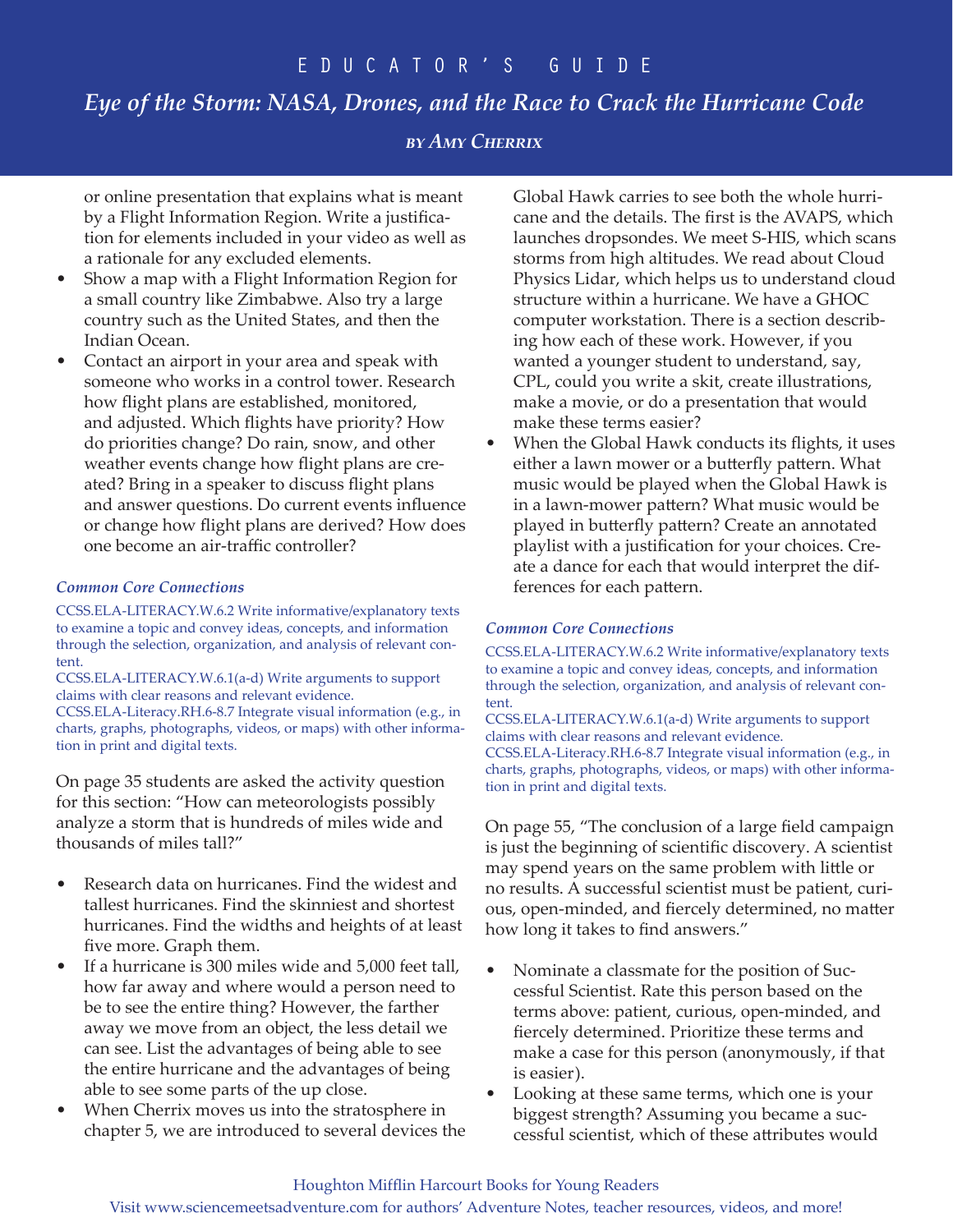or online presentation that explains what is meant by a Flight Information Region. Write a justification for elements included in your video as well as a rationale for any excluded elements.

- Show a map with a Flight Information Region for a small country like Zimbabwe. Also try a large country such as the United States, and then the Indian Ocean.
- Contact an airport in your area and speak with someone who works in a control tower. Research how flight plans are established, monitored, and adjusted. Which flights have priority? How do priorities change? Do rain, snow, and other weather events change how flight plans are created? Bring in a speaker to discuss flight plans and answer questions. Do current events influence or change how flight plans are derived? How does one become an air-traffic controller?

***Common Core Connections***

CCSS.ELA-LITERACY.W.6.2 Write informative/explanatory texts to examine a topic and convey ideas, concepts, and information through the selection, organization, and analysis of relevant content.
CCSS.ELA-LITERACY.W.6.1(a-d) Write arguments to support claims with clear reasons and relevant evidence.
CCSS.ELA-Literacy.RH.6-8.7 Integrate visual information (e.g., in charts, graphs, photographs, videos, or maps) with other information in print and digital texts.

On page 35 students are asked the activity question for this section: "How can meteorologists possibly analyze a storm that is hundreds of miles wide and thousands of miles tall?"

- Research data on hurricanes. Find the widest and tallest hurricanes. Find the skinniest and shortest hurricanes. Find the widths and heights of at least five more. Graph them.
- If a hurricane is 300 miles wide and 5,000 feet tall, how far away and where would a person need to be to see the entire thing? However, the farther away we move from an object, the less detail we can see. List the advantages of being able to see the entire hurricane and the advantages of being able to see some parts of the up close.
- When Cherrix moves us into the stratosphere in chapter 5, we are introduced to several devices the Global Hawk carries to see both the whole hurricane and the details. The first is the AVAPS, which launches dropsondes. We meet S-HIS, which scans storms from high altitudes. We read about Cloud Physics Lidar, which helps us to understand cloud structure within a hurricane. We have a GHOC computer workstation. There is a section describing how each of these work. However, if you wanted a younger student to understand, say, CPL, could you write a skit, create illustrations, make a movie, or do a presentation that would make these terms easier?
- When the Global Hawk conducts its flights, it uses either a lawn mower or a butterfly pattern. What music would be played when the Global Hawk is in a lawn-mower pattern? What music would be played in butterfly pattern? Create an annotated playlist with a justification for your choices. Create a dance for each that would interpret the differences for each pattern.

***Common Core Connections***

CCSS.ELA-LITERACY.W.6.2 Write informative/explanatory texts to examine a topic and convey ideas, concepts, and information through the selection, organization, and analysis of relevant content.
CCSS.ELA-LITERACY.W.6.1(a-d) Write arguments to support claims with clear reasons and relevant evidence.
CCSS.ELA-Literacy.RH.6-8.7 Integrate visual information (e.g., in charts, graphs, photographs, videos, or maps) with other information in print and digital texts.

On page 55, "The conclusion of a large field campaign is just the beginning of scientific discovery. A scientist may spend years on the same problem with little or no results. A successful scientist must be patient, curious, open-minded, and fiercely determined, no matter how long it takes to find answers."

- Nominate a classmate for the position of Successful Scientist. Rate this person based on the terms above: patient, curious, open-minded, and fiercely determined. Prioritize these terms and make a case for this person (anonymously, if that is easier).
- Looking at these same terms, which one is your biggest strength? Assuming you became a successful scientist, which of these attributes would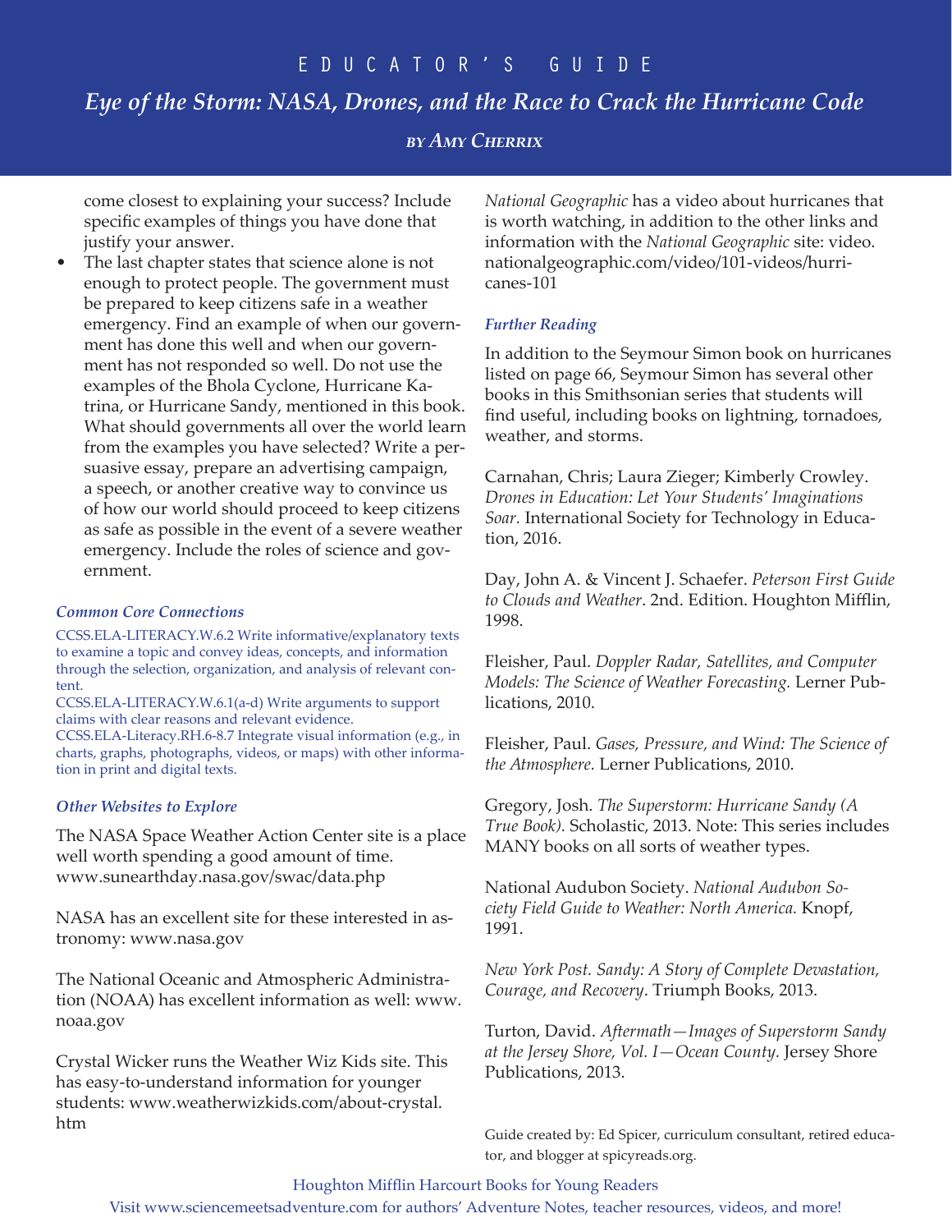come closest to explaining your success? Include specific examples of things you have done that justify your answer.

- The last chapter states that science alone is not enough to protect people. The government must be prepared to keep citizens safe in a weather emergency. Find an example of when our government has done this well and when our government has not responded so well. Do not use the examples of the Bhola Cyclone, Hurricane Katrina, or Hurricane Sandy, mentioned in this book. What should governments all over the world learn from the examples you have selected? Write a persuasive essay, prepare an advertising campaign, a speech, or another creative way to convince us of how our world should proceed to keep citizens as safe as possible in the event of a severe weather emergency. Include the roles of science and government.

### *Common Core Connections*

CCSS.ELA-LITERACY.W.6.2 Write informative/explanatory texts to examine a topic and convey ideas, concepts, and information through the selection, organization, and analysis of relevant content.
CCSS.ELA-LITERACY.W.6.1(a-d) Write arguments to support claims with clear reasons and relevant evidence.
CCSS.ELA-Literacy.RH.6-8.7 Integrate visual information (e.g., in charts, graphs, photographs, videos, or maps) with other information in print and digital texts.

### *Other Websites to Explore*

The NASA Space Weather Action Center site is a place well worth spending a good amount of time. www.sunearthday.nasa.gov/swac/data.php

NASA has an excellent site for these interested in astronomy: www.nasa.gov

The National Oceanic and Atmospheric Administration (NOAA) has excellent information as well: www.noaa.gov

Crystal Wicker runs the Weather Wiz Kids site. This has easy-to-understand information for younger students: www.weatherwizkids.com/about-crystal.htm

*National Geographic* has a video about hurricanes that is worth watching, in addition to the other links and information with the *National Geographic* site: video.nationalgeographic.com/video/101-videos/hurricanes-101

### *Further Reading*

In addition to the Seymour Simon book on hurricanes listed on page 66, Seymour Simon has several other books in this Smithsonian series that students will find useful, including books on lightning, tornadoes, weather, and storms.

Carnahan, Chris; Laura Zieger; Kimberly Crowley. *Drones in Education: Let Your Students' Imaginations Soar.* International Society for Technology in Education, 2016.

Day, John A. & Vincent J. Schaefer. *Peterson First Guide to Clouds and Weather*. 2nd. Edition. Houghton Mifflin, 1998.

Fleisher, Paul. *Doppler Radar, Satellites, and Computer Models: The Science of Weather Forecasting.* Lerner Publications, 2010.

Fleisher, Paul. *Gases, Pressure, and Wind: The Science of the Atmosphere.* Lerner Publications, 2010.

Gregory, Josh. *The Superstorm: Hurricane Sandy (A True Book).* Scholastic, 2013. Note: This series includes MANY books on all sorts of weather types.

National Audubon Society. *National Audubon Society Field Guide to Weather: North America.* Knopf, 1991.

*New York Post. Sandy: A Story of Complete Devastation, Courage, and Recovery*. Triumph Books, 2013.

Turton, David. *Aftermath—Images of Superstorm Sandy at the Jersey Shore, Vol. I—Ocean County*. Jersey Shore Publications, 2013.

Guide created by: Ed Spicer, curriculum consultant, retired educator, and blogger at spicyreads.org.